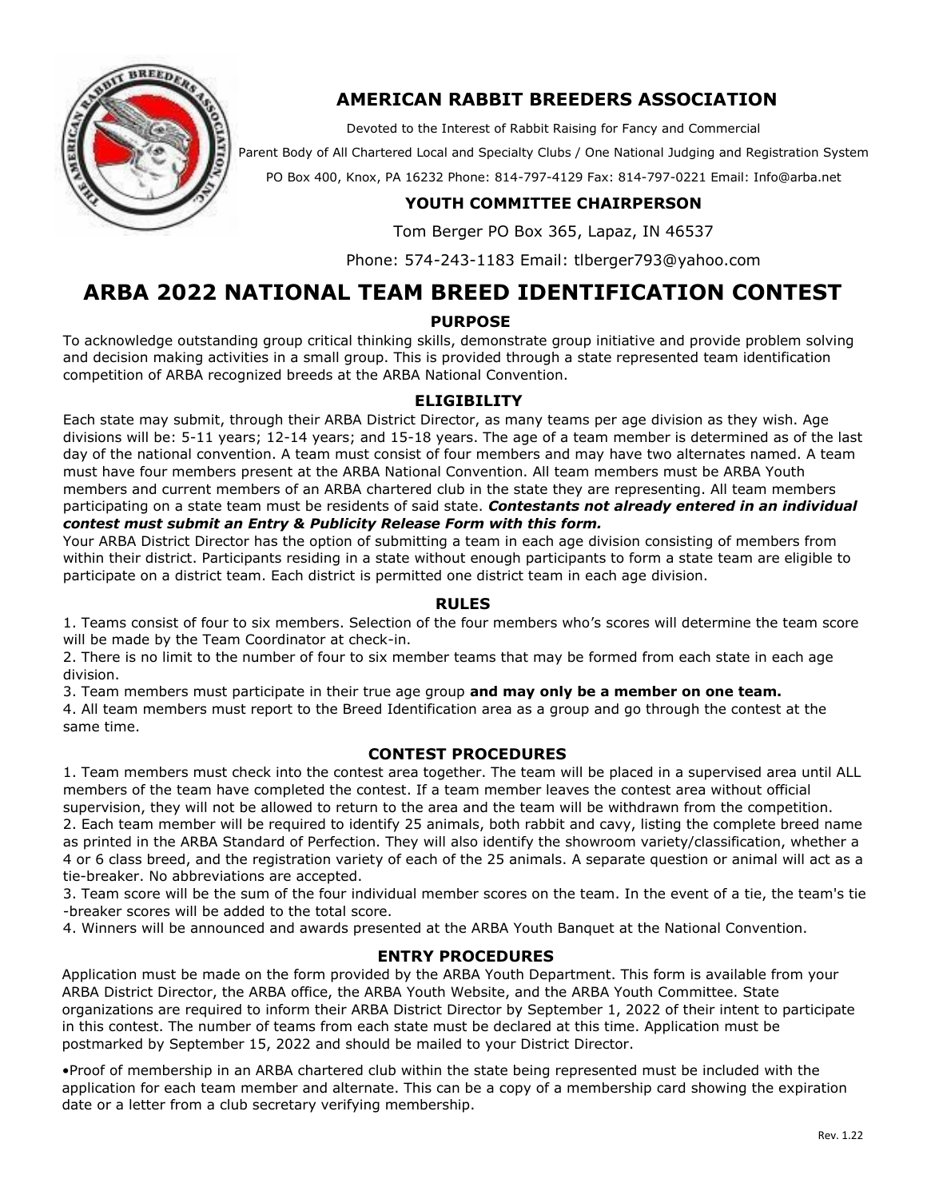# AMERICAN RABBIT BREEDERS ASSOCIATION

Devoted to the Interest of Rabbit Raising for Fancy and Commercial

Parent Body of All Chartered Local and Specialty Clubs / One National Judging and Registration System

PO Box 400, Knox, PA 16232 Phone: 814-797-4129 Fax: 814-797-0221 Email: Info@arba.net

### YOUTH COMMITTEE CHAIRPERSON

Tom Berger PO Box 365, Lapaz, IN 46537

Phone: 574-243-1183 Email: tlberger793@yahoo.com

# ARBA 2022 NATIONAL TEAM BREED IDENTIFICATION CONTEST

## PURPOSE

To acknowledge outstanding group critical thinking skills, demonstrate group initiative and provide problem solving and decision making activities in a small group. This is provided through a state represented team identification competition of ARBA recognized breeds at the ARBA National Convention.

## ELIGIBILITY

Each state may submit, through their ARBA District Director, as many teams per age division as they wish. Age divisions will be: 5-11 years; 12-14 years; and 15-18 years. The age of a team member is determined as of the last day of the national convention. A team must consist of four members and may have two alternates named. A team must have four members present at the ARBA National Convention. All team members must be ARBA Youth members and current members of an ARBA chartered club in the state they are representing. All team members participating on a state team must be residents of said state. ***Contestants not already entered in an individual contest must submit an Entry & Publicity Release Form with this form.***

Your ARBA District Director has the option of submitting a team in each age division consisting of members from within their district. Participants residing in a state without enough participants to form a state team are eligible to participate on a district team. Each district is permitted one district team in each age division.

## RULES

1. Teams consist of four to six members. Selection of the four members who's scores will determine the team score will be made by the Team Coordinator at check-in.
2. There is no limit to the number of four to six member teams that may be formed from each state in each age division.
3. Team members must participate in their true age group **and may only be a member on one team.**
4. All team members must report to the Breed Identification area as a group and go through the contest at the same time.

## CONTEST PROCEDURES

1. Team members must check into the contest area together. The team will be placed in a supervised area until ALL members of the team have completed the contest. If a team member leaves the contest area without official supervision, they will not be allowed to return to the area and the team will be withdrawn from the competition.
2. Each team member will be required to identify 25 animals, both rabbit and cavy, listing the complete breed name as printed in the ARBA Standard of Perfection. They will also identify the showroom variety/classification, whether a 4 or 6 class breed, and the registration variety of each of the 25 animals. A separate question or animal will act as a tie-breaker. No abbreviations are accepted.
3. Team score will be the sum of the four individual member scores on the team. In the event of a tie, the team's tie-breaker scores will be added to the total score.
4. Winners will be announced and awards presented at the ARBA Youth Banquet at the National Convention.

## ENTRY PROCEDURES

Application must be made on the form provided by the ARBA Youth Department. This form is available from your ARBA District Director, the ARBA office, the ARBA Youth Website, and the ARBA Youth Committee. State organizations are required to inform their ARBA District Director by September 1, 2022 of their intent to participate in this contest. The number of teams from each state must be declared at this time. Application must be postmarked by September 15, 2022 and should be mailed to your District Director.

- Proof of membership in an ARBA chartered club within the state being represented must be included with the application for each team member and alternate. This can be a copy of a membership card showing the expiration date or a letter from a club secretary verifying membership.

Rev. 1.22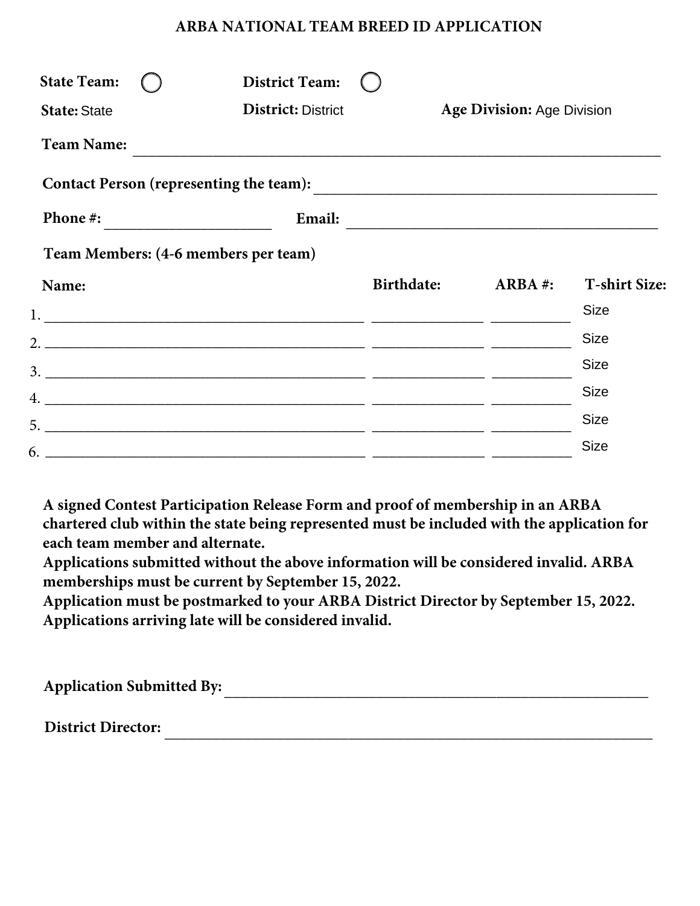# ARBA NATIONAL TEAM BREED ID APPLICATION

**State Team:** ◯ **District Team:** ◯

**State:** State **District:** District **Age Division:** Age Division

**Team Name:** ______________________________

**Contact Person (representing the team):** ______________________________

**Phone #:** ____________________ **Email:** ______________________________

**Team Members: (4-6 members per team)**

| | Name: | Birthdate: | ARBA #: | T-shirt Size: |
|---|---|---|---|---|
| 1. | | | | Size |
| 2. | | | | Size |
| 3. | | | | Size |
| 4. | | | | Size |
| 5. | | | | Size |
| 6. | | | | Size |

**A signed Contest Participation Release Form and proof of membership in an ARBA chartered club within the state being represented must be included with the application for each team member and alternate.**
**Applications submitted without the above information will be considered invalid. ARBA memberships must be current by September 15, 2022.**
**Application must be postmarked to your ARBA District Director by September 15, 2022. Applications arriving late will be considered invalid.**

**Application Submitted By:** ______________________________

**District Director:** ______________________________